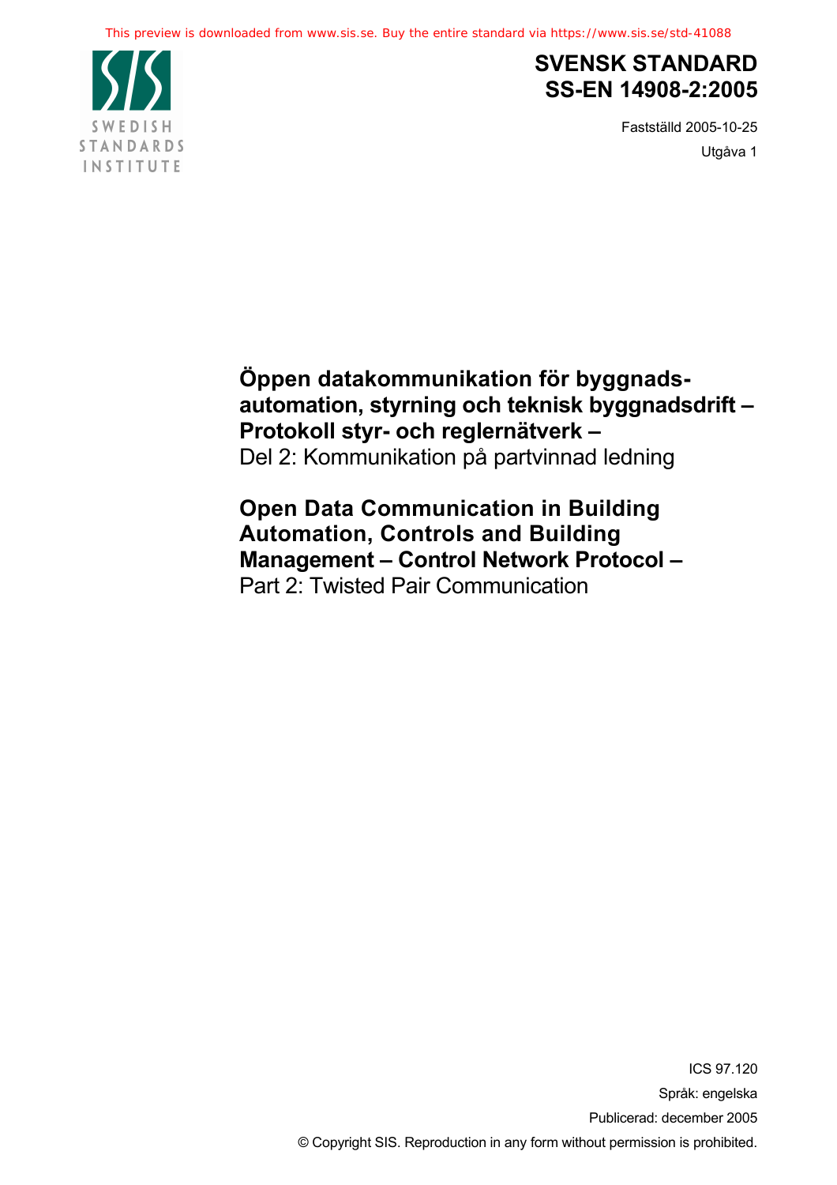This preview is downloaded from www.sis.se. Buy the entire standard via https://www.sis.se/std-41088

SWEDISH STANDARDS INSTITUTE

# SVENSK STANDARD SS-EN 14908-2:2005

Fastställd 2005-10-25

Utgåva 1

**Öppen datakommunikation för byggnads-automation, styrning och teknisk byggnadsdrift – Protokoll styr- och reglernätverk –**
Del 2: Kommunikation på partvinnad ledning

**Open Data Communication in Building Automation, Controls and Building Management – Control Network Protocol –**
Part 2: Twisted Pair Communication

ICS 97.120

Språk: engelska

Publicerad: december 2005

© Copyright SIS. Reproduction in any form without permission is prohibited.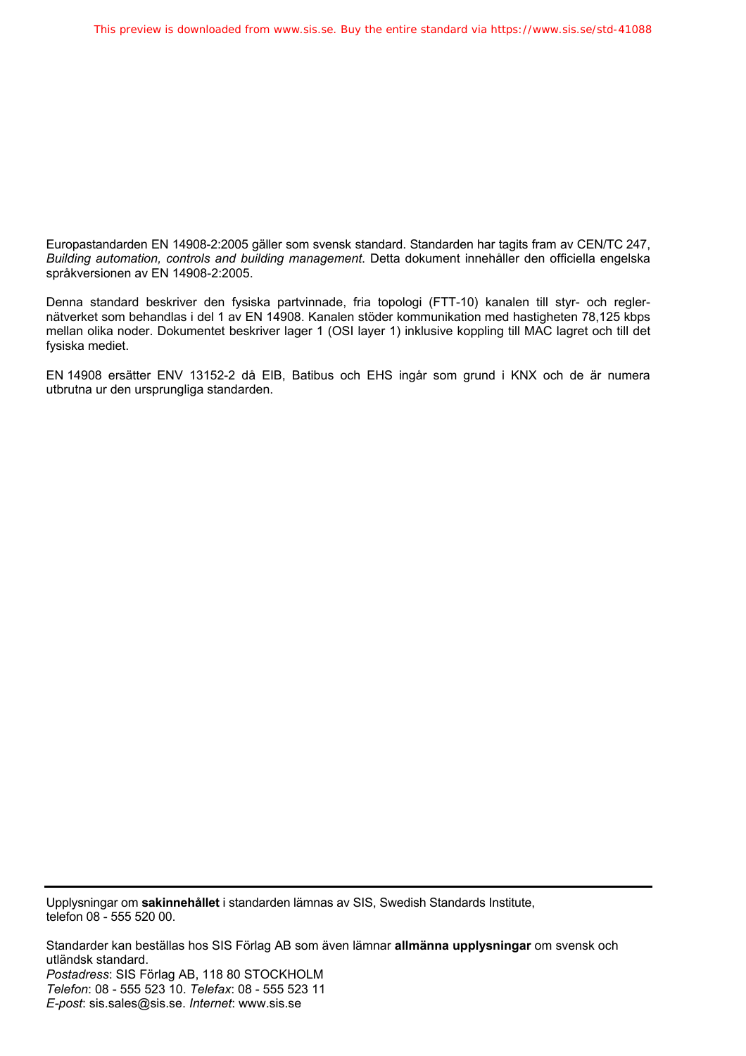Europastandarden EN 14908-2:2005 gäller som svensk standard. Standarden har tagits fram av CEN/TC 247, *Building automation, controls and building management*. Detta dokument innehåller den officiella engelska språkversionen av EN 14908-2:2005.

Denna standard beskriver den fysiska partvinnade, fria topologi (FTT-10) kanalen till styr- och reglernätverket som behandlas i del 1 av EN 14908. Kanalen stöder kommunikation med hastigheten 78,125 kbps mellan olika noder. Dokumentet beskriver lager 1 (OSI layer 1) inklusive koppling till MAC lagret och till det fysiska mediet.

EN 14908 ersätter ENV 13152-2 då EIB, Batibus och EHS ingår som grund i KNX och de är numera utbrutna ur den ursprungliga standarden.

---

Upplysningar om **sakinnehållet** i standarden lämnas av SIS, Swedish Standards Institute, telefon 08 - 555 520 00.

Standarder kan beställas hos SIS Förlag AB som även lämnar **allmänna upplysningar** om svensk och utländsk standard.
*Postadress*: SIS Förlag AB, 118 80 STOCKHOLM
*Telefon*: 08 - 555 523 10. *Telefax*: 08 - 555 523 11
*E-post*: sis.sales@sis.se. *Internet*: www.sis.se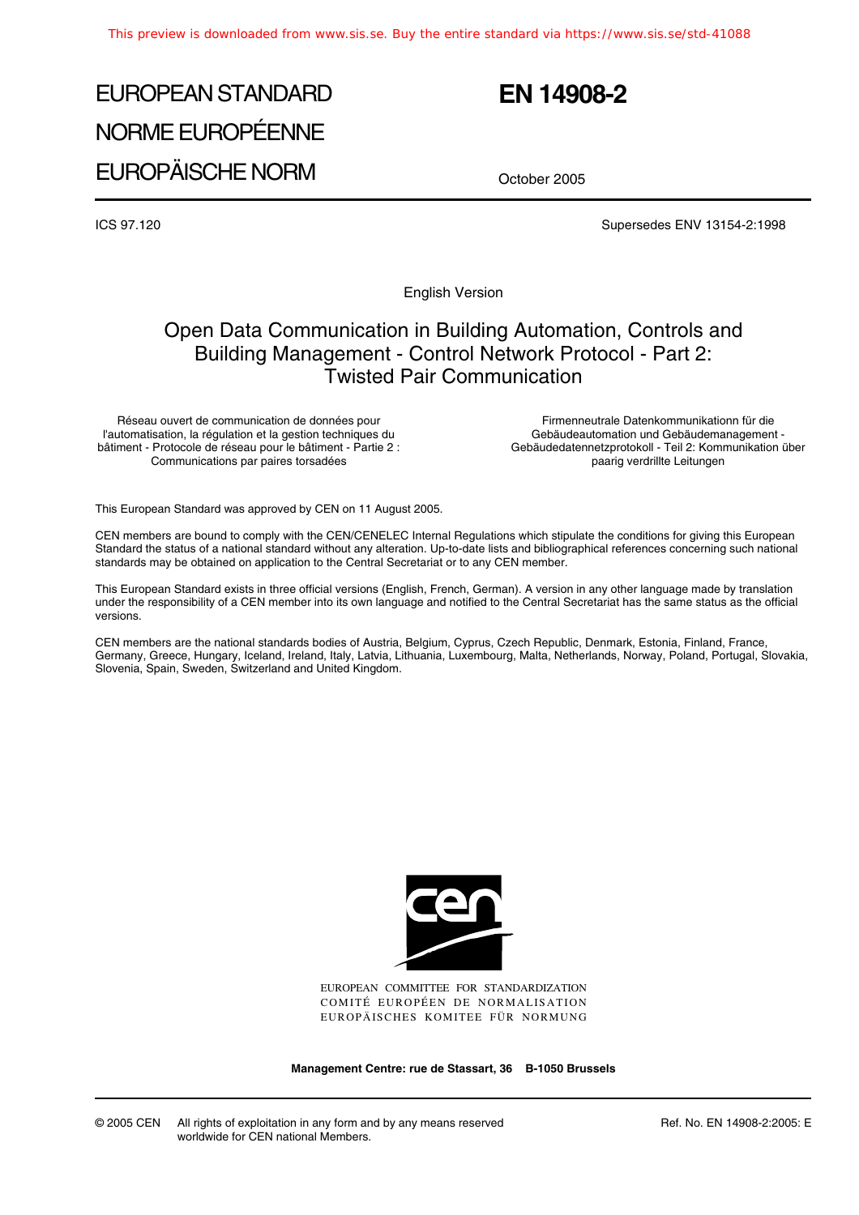EUROPEAN STANDARD

NORME EUROPÉENNE

EUROPÄISCHE NORM

# EN 14908-2

October 2005

ICS 97.120

Supersedes ENV 13154-2:1998

English Version

## Open Data Communication in Building Automation, Controls and Building Management - Control Network Protocol - Part 2: Twisted Pair Communication

Réseau ouvert de communication de données pour l'automatisation, la régulation et la gestion techniques du bâtiment - Protocole de réseau pour le bâtiment - Partie 2 : Communications par paires torsadées

Firmenneutrale Datenkommunikationn für die Gebäudeautomation und Gebäudemanagement - Gebäudedatennetzprotokoll - Teil 2: Kommunikation über paarig verdrillte Leitungen

This European Standard was approved by CEN on 11 August 2005.

CEN members are bound to comply with the CEN/CENELEC Internal Regulations which stipulate the conditions for giving this European Standard the status of a national standard without any alteration. Up-to-date lists and bibliographical references concerning such national standards may be obtained on application to the Central Secretariat or to any CEN member.

This European Standard exists in three official versions (English, French, German). A version in any other language made by translation under the responsibility of a CEN member into its own language and notified to the Central Secretariat has the same status as the official versions.

CEN members are the national standards bodies of Austria, Belgium, Cyprus, Czech Republic, Denmark, Estonia, Finland, France, Germany, Greece, Hungary, Iceland, Ireland, Italy, Latvia, Lithuania, Luxembourg, Malta, Netherlands, Norway, Poland, Portugal, Slovakia, Slovenia, Spain, Sweden, Switzerland and United Kingdom.

EUROPEAN COMMITTEE FOR STANDARDIZATION
COMITÉ EUROPÉEN DE NORMALISATION
EUROPÄISCHES KOMITEE FÜR NORMUNG

**Management Centre: rue de Stassart, 36 B-1050 Brussels**

© 2005 CEN All rights of exploitation in any form and by any means reserved worldwide for CEN national Members.

Ref. No. EN 14908-2:2005: E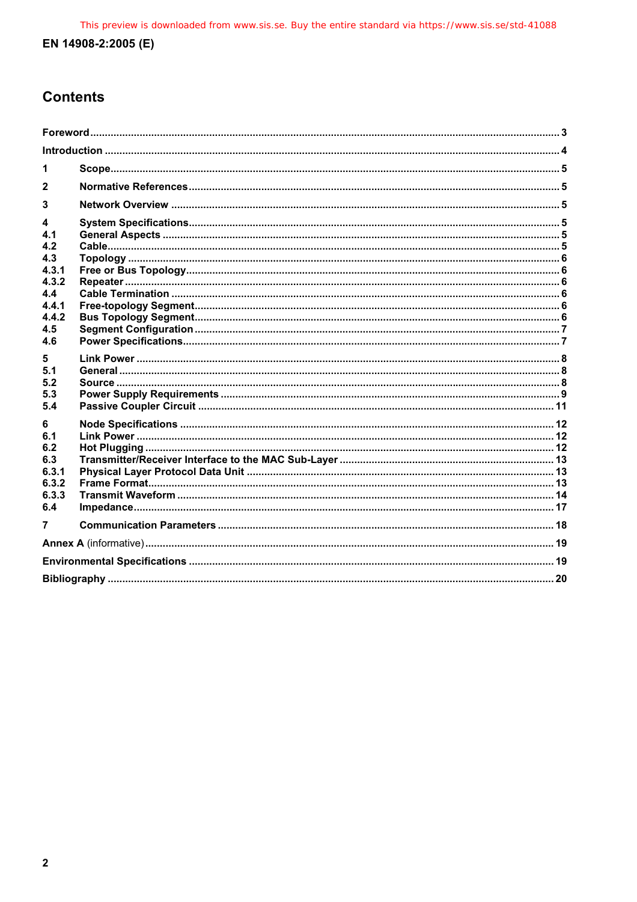# Contents

Foreword ... 3

Introduction ... 4

1 Scope ... 5

2 Normative References ... 5

3 Network Overview ... 5

4 System Specifications ... 5
4.1 General Aspects ... 5
4.2 Cable ... 5
4.3 Topology ... 6
4.3.1 Free or Bus Topology ... 6
4.3.2 Repeater ... 6
4.4 Cable Termination ... 6
4.4.1 Free-topology Segment ... 6
4.4.2 Bus Topology Segment ... 6
4.5 Segment Configuration ... 7
4.6 Power Specifications ... 7

5 Link Power ... 8
5.1 General ... 8
5.2 Source ... 8
5.3 Power Supply Requirements ... 9
5.4 Passive Coupler Circuit ... 11

6 Node Specifications ... 12
6.1 Link Power ... 12
6.2 Hot Plugging ... 12
6.3 Transmitter/Receiver Interface to the MAC Sub-Layer ... 13
6.3.1 Physical Layer Protocol Data Unit ... 13
6.3.2 Frame Format ... 13
6.3.3 Transmit Waveform ... 14
6.4 Impedance ... 17

7 Communication Parameters ... 18

**Annex A** (informative) ... 19

Environmental Specifications ... 19

Bibliography ... 20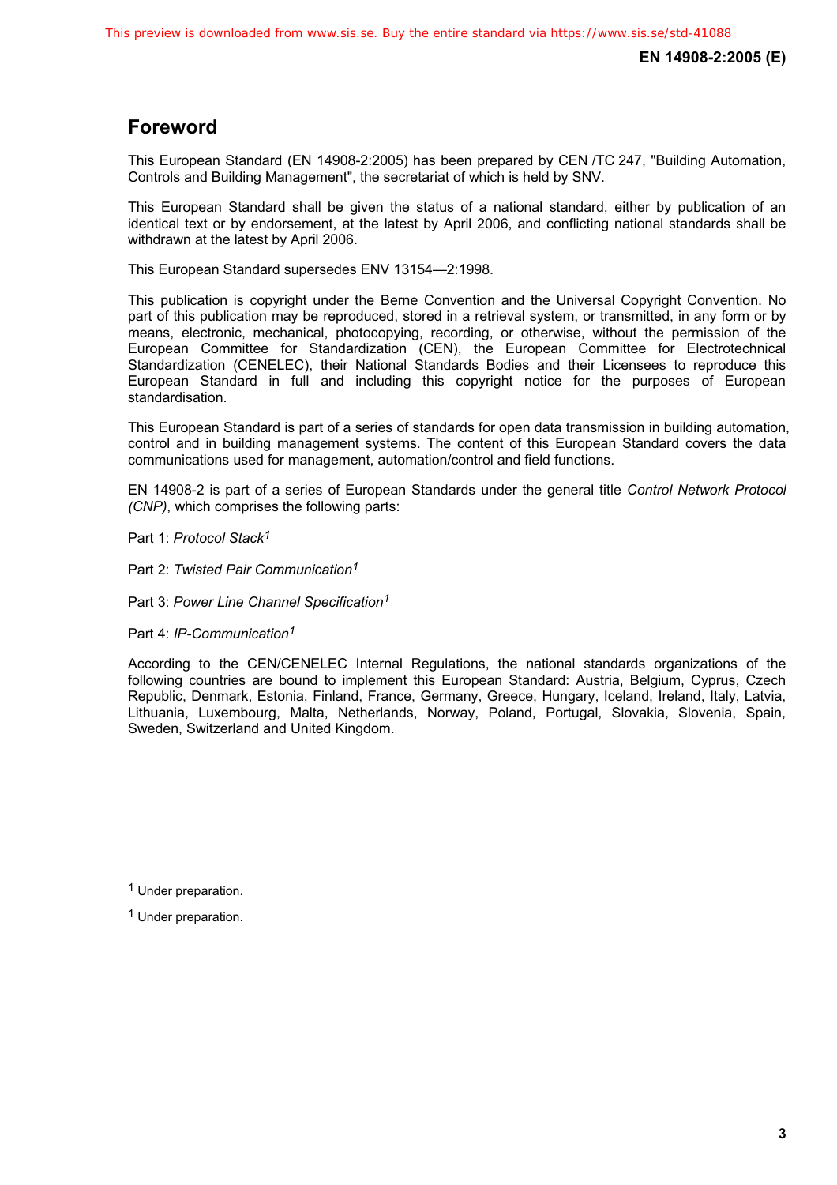## Foreword

This European Standard (EN 14908-2:2005) has been prepared by CEN /TC 247, "Building Automation, Controls and Building Management", the secretariat of which is held by SNV.

This European Standard shall be given the status of a national standard, either by publication of an identical text or by endorsement, at the latest by April 2006, and conflicting national standards shall be withdrawn at the latest by April 2006.

This European Standard supersedes ENV 13154—2:1998.

This publication is copyright under the Berne Convention and the Universal Copyright Convention. No part of this publication may be reproduced, stored in a retrieval system, or transmitted, in any form or by means, electronic, mechanical, photocopying, recording, or otherwise, without the permission of the European Committee for Standardization (CEN), the European Committee for Electrotechnical Standardization (CENELEC), their National Standards Bodies and their Licensees to reproduce this European Standard in full and including this copyright notice for the purposes of European standardisation.

This European Standard is part of a series of standards for open data transmission in building automation, control and in building management systems. The content of this European Standard covers the data communications used for management, automation/control and field functions.

EN 14908-2 is part of a series of European Standards under the general title *Control Network Protocol (CNP)*, which comprises the following parts:

Part 1: *Protocol Stack*[1]

Part 2: *Twisted Pair Communication*[1]

Part 3: *Power Line Channel Specification*[1]

Part 4: *IP-Communication*[1]

According to the CEN/CENELEC Internal Regulations, the national standards organizations of the following countries are bound to implement this European Standard: Austria, Belgium, Cyprus, Czech Republic, Denmark, Estonia, Finland, France, Germany, Greece, Hungary, Iceland, Ireland, Italy, Latvia, Lithuania, Luxembourg, Malta, Netherlands, Norway, Poland, Portugal, Slovakia, Slovenia, Spain, Sweden, Switzerland and United Kingdom.

---

[1] Under preparation.

[1] Under preparation.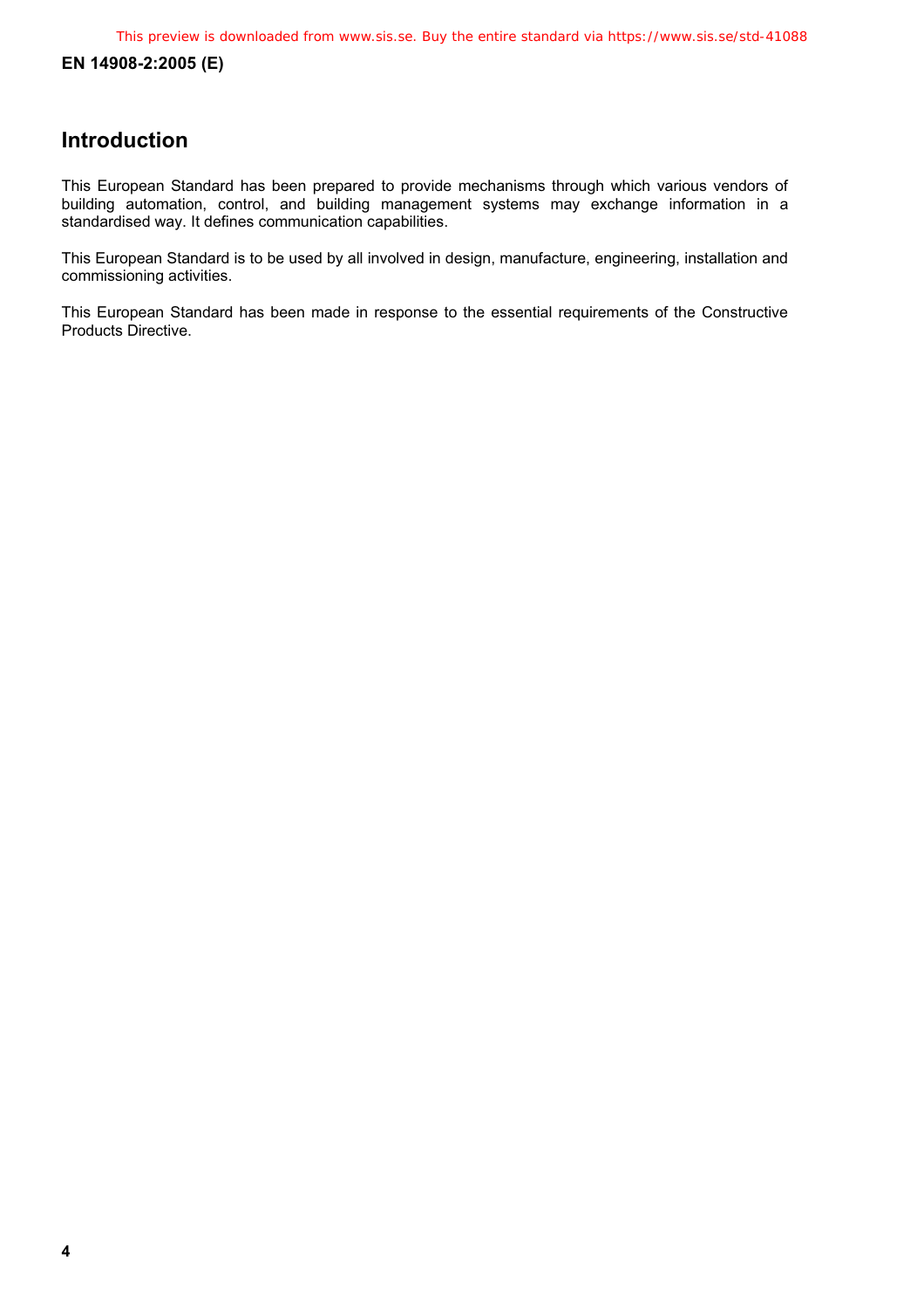## Introduction

This European Standard has been prepared to provide mechanisms through which various vendors of building automation, control, and building management systems may exchange information in a standardised way. It defines communication capabilities.

This European Standard is to be used by all involved in design, manufacture, engineering, installation and commissioning activities.

This European Standard has been made in response to the essential requirements of the Constructive Products Directive.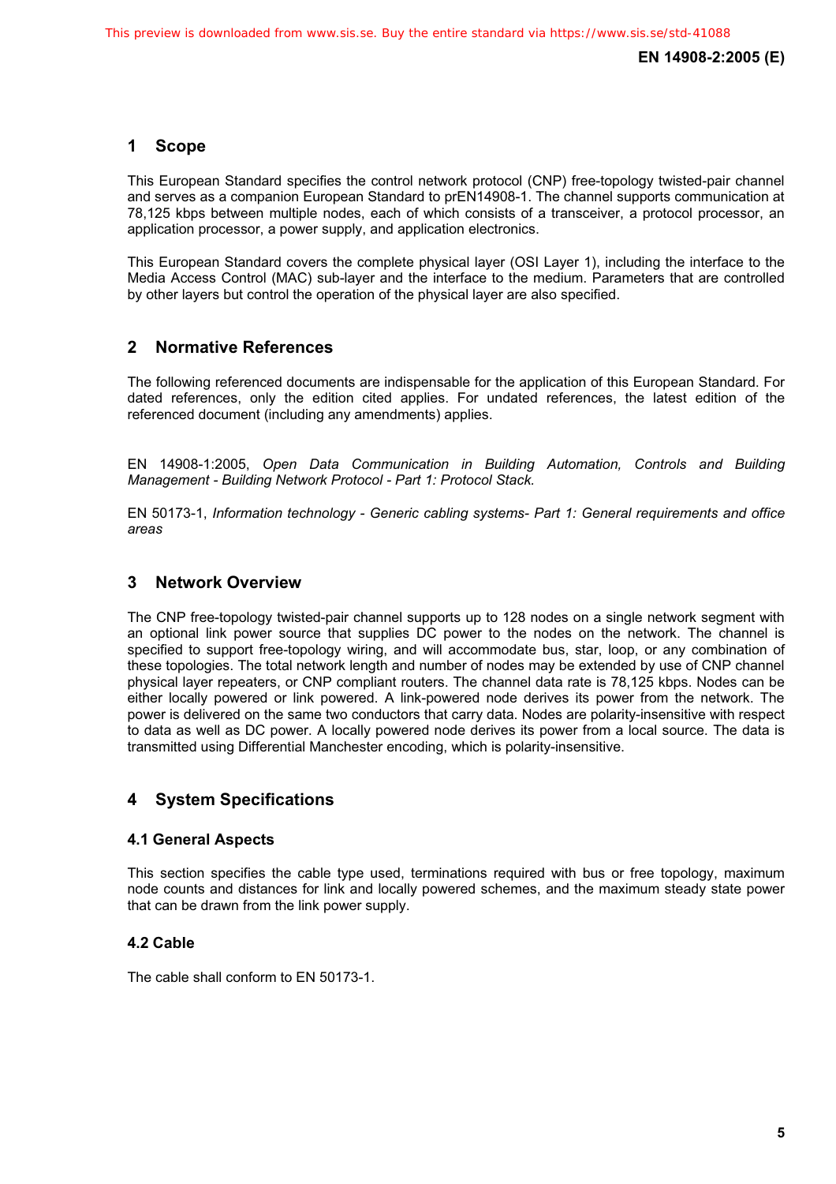# 1 Scope

This European Standard specifies the control network protocol (CNP) free-topology twisted-pair channel and serves as a companion European Standard to prEN14908-1. The channel supports communication at 78,125 kbps between multiple nodes, each of which consists of a transceiver, a protocol processor, an application processor, a power supply, and application electronics.

This European Standard covers the complete physical layer (OSI Layer 1), including the interface to the Media Access Control (MAC) sub-layer and the interface to the medium. Parameters that are controlled by other layers but control the operation of the physical layer are also specified.

# 2 Normative References

The following referenced documents are indispensable for the application of this European Standard. For dated references, only the edition cited applies. For undated references, the latest edition of the referenced document (including any amendments) applies.

EN 14908-1:2005, *Open Data Communication in Building Automation, Controls and Building Management - Building Network Protocol - Part 1: Protocol Stack.*

EN 50173-1, *Information technology - Generic cabling systems- Part 1: General requirements and office areas*

# 3 Network Overview

The CNP free-topology twisted-pair channel supports up to 128 nodes on a single network segment with an optional link power source that supplies DC power to the nodes on the network. The channel is specified to support free-topology wiring, and will accommodate bus, star, loop, or any combination of these topologies. The total network length and number of nodes may be extended by use of CNP channel physical layer repeaters, or CNP compliant routers. The channel data rate is 78,125 kbps. Nodes can be either locally powered or link powered. A link-powered node derives its power from the network. The power is delivered on the same two conductors that carry data. Nodes are polarity-insensitive with respect to data as well as DC power. A locally powered node derives its power from a local source. The data is transmitted using Differential Manchester encoding, which is polarity-insensitive.

# 4 System Specifications

## 4.1 General Aspects

This section specifies the cable type used, terminations required with bus or free topology, maximum node counts and distances for link and locally powered schemes, and the maximum steady state power that can be drawn from the link power supply.

## 4.2 Cable

The cable shall conform to EN 50173-1.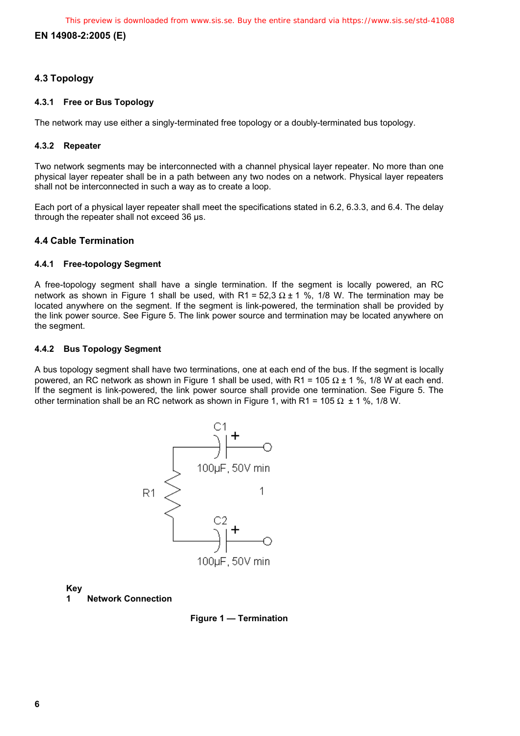### 4.3 Topology

#### 4.3.1 Free or Bus Topology

The network may use either a singly-terminated free topology or a doubly-terminated bus topology.

#### 4.3.2 Repeater

Two network segments may be interconnected with a channel physical layer repeater. No more than one physical layer repeater shall be in a path between any two nodes on a network. Physical layer repeaters shall not be interconnected in such a way as to create a loop.

Each port of a physical layer repeater shall meet the specifications stated in 6.2, 6.3.3, and 6.4. The delay through the repeater shall not exceed 36 µs.

### 4.4 Cable Termination

#### 4.4.1 Free-topology Segment

A free-topology segment shall have a single termination. If the segment is locally powered, an RC network as shown in Figure 1 shall be used, with R1 = 52,3 Ω ± 1 %, 1/8 W. The termination may be located anywhere on the segment. If the segment is link-powered, the termination shall be provided by the link power source. See Figure 5. The link power source and termination may be located anywhere on the segment.

#### 4.4.2 Bus Topology Segment

A bus topology segment shall have two terminations, one at each end of the bus. If the segment is locally powered, an RC network as shown in Figure 1 shall be used, with R1 = 105 Ω ± 1 %, 1/8 W at each end. If the segment is link-powered, the link power source shall provide one termination. See Figure 5. The other termination shall be an RC network as shown in Figure 1, with R1 = 105 Ω ± 1 %, 1/8 W.

C1 + 100µF, 50V min

R1 1

C2 + 100µF, 50V min

**Key**

1 **Network Connection**

**Figure 1 — Termination**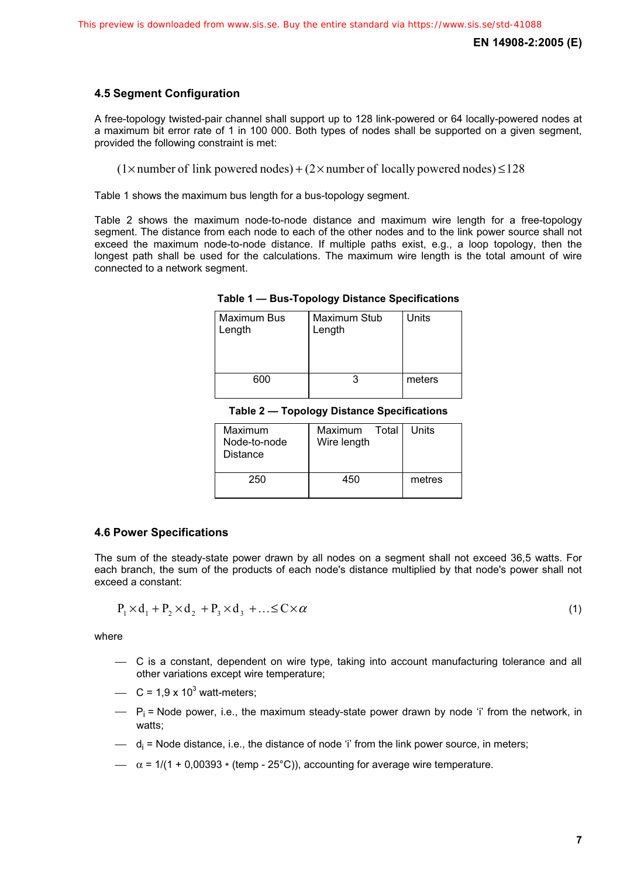### 4.5 Segment Configuration

A free-topology twisted-pair channel shall support up to 128 link-powered or 64 locally-powered nodes at a maximum bit error rate of 1 in 100 000. Both types of nodes shall be supported on a given segment, provided the following constraint is met:

$$(1 \times \text{number of link powered nodes}) + (2 \times \text{number of locally powered nodes}) \leq 128$$

Table 1 shows the maximum bus length for a bus-topology segment.

Table 2 shows the maximum node-to-node distance and maximum wire length for a free-topology segment. The distance from each node to each of the other nodes and to the link power source shall not exceed the maximum node-to-node distance. If multiple paths exist, e.g., a loop topology, then the longest path shall be used for the calculations. The maximum wire length is the total amount of wire connected to a network segment.

**Table 1 — Bus-Topology Distance Specifications**

| Maximum Bus Length | Maximum Stub Length | Units |
|---|---|---|
| 600 | 3 | meters |

**Table 2 — Topology Distance Specifications**

| Maximum Node-to-node Distance | Maximum Total Wire length | Units |
|---|---|---|
| 250 | 450 | metres |

### 4.6 Power Specifications

The sum of the steady-state power drawn by all nodes on a segment shall not exceed 36,5 watts. For each branch, the sum of the products of each node's distance multiplied by that node's power shall not exceed a constant:

$$P_1 \times d_1 + P_2 \times d_2 + P_3 \times d_3 + \ldots \leq C \times \alpha \tag{1}$$

where

- C is a constant, dependent on wire type, taking into account manufacturing tolerance and all other variations except wire temperature;
- C = 1,9 x $10^3$ watt-meters;
- $P_i$ = Node power, i.e., the maximum steady-state power drawn by node 'i' from the network, in watts;
- $d_i$ = Node distance, i.e., the distance of node 'i' from the link power source, in meters;
- $\alpha$ = 1/(1 + 0,00393 * (temp - 25°C)), accounting for average wire temperature.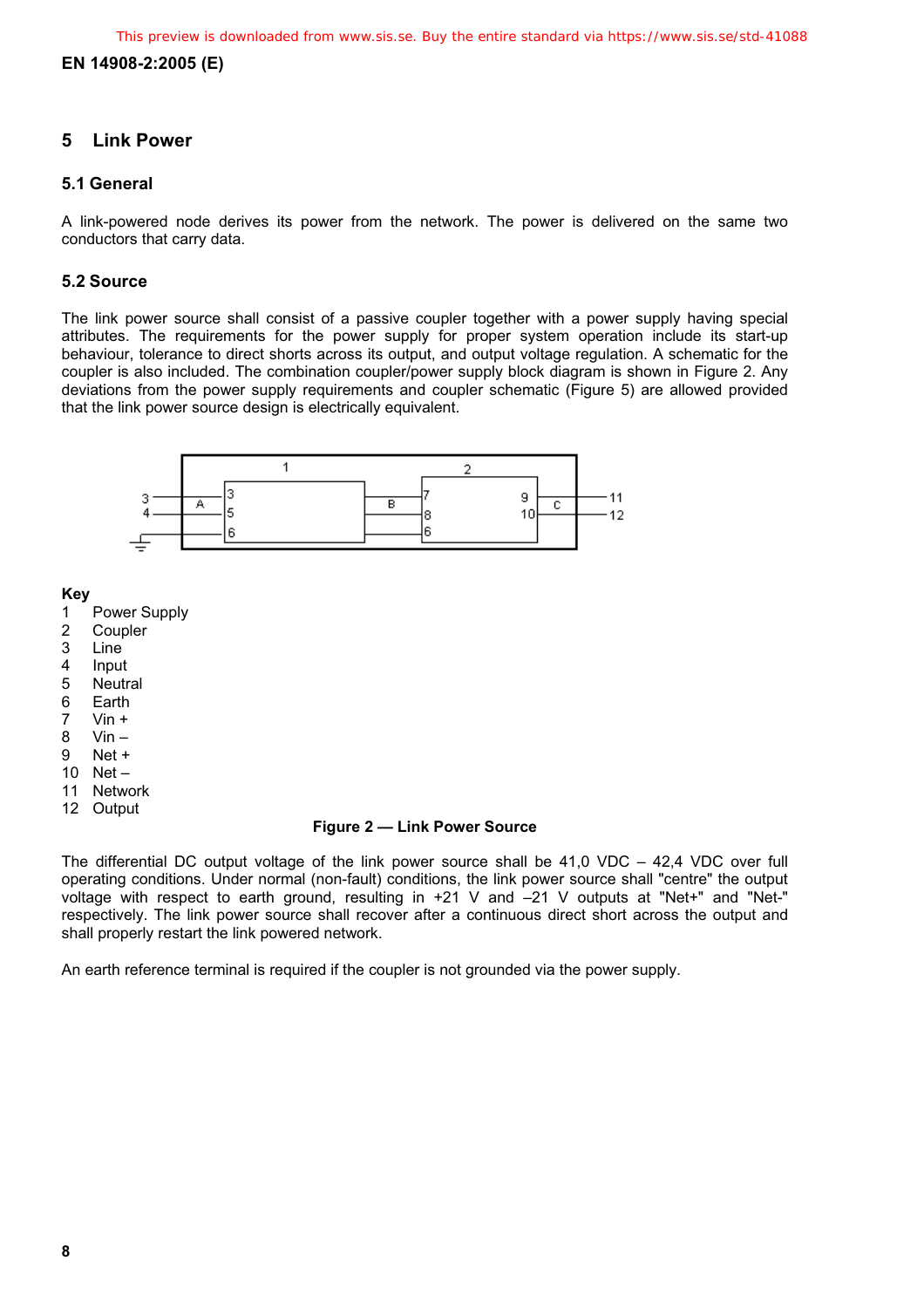# 5 Link Power

## 5.1 General

A link-powered node derives its power from the network. The power is delivered on the same two conductors that carry data.

## 5.2 Source

The link power source shall consist of a passive coupler together with a power supply having special attributes. The requirements for the power supply for proper system operation include its start-up behaviour, tolerance to direct shorts across its output, and output voltage regulation. A schematic for the coupler is also included. The combination coupler/power supply block diagram is shown in Figure 2. Any deviations from the power supply requirements and coupler schematic (Figure 5) are allowed provided that the link power source design is electrically equivalent.

**Key**

1 Power Supply
2 Coupler
3 Line
4 Input
5 Neutral
6 Earth
7 Vin +
8 Vin –
9 Net +
10 Net –
11 Network
12 Output

**Figure 2 — Link Power Source**

The differential DC output voltage of the link power source shall be 41,0 VDC – 42,4 VDC over full operating conditions. Under normal (non-fault) conditions, the link power source shall "centre" the output voltage with respect to earth ground, resulting in +21 V and –21 V outputs at "Net+" and "Net-" respectively. The link power source shall recover after a continuous direct short across the output and shall properly restart the link powered network.

An earth reference terminal is required if the coupler is not grounded via the power supply.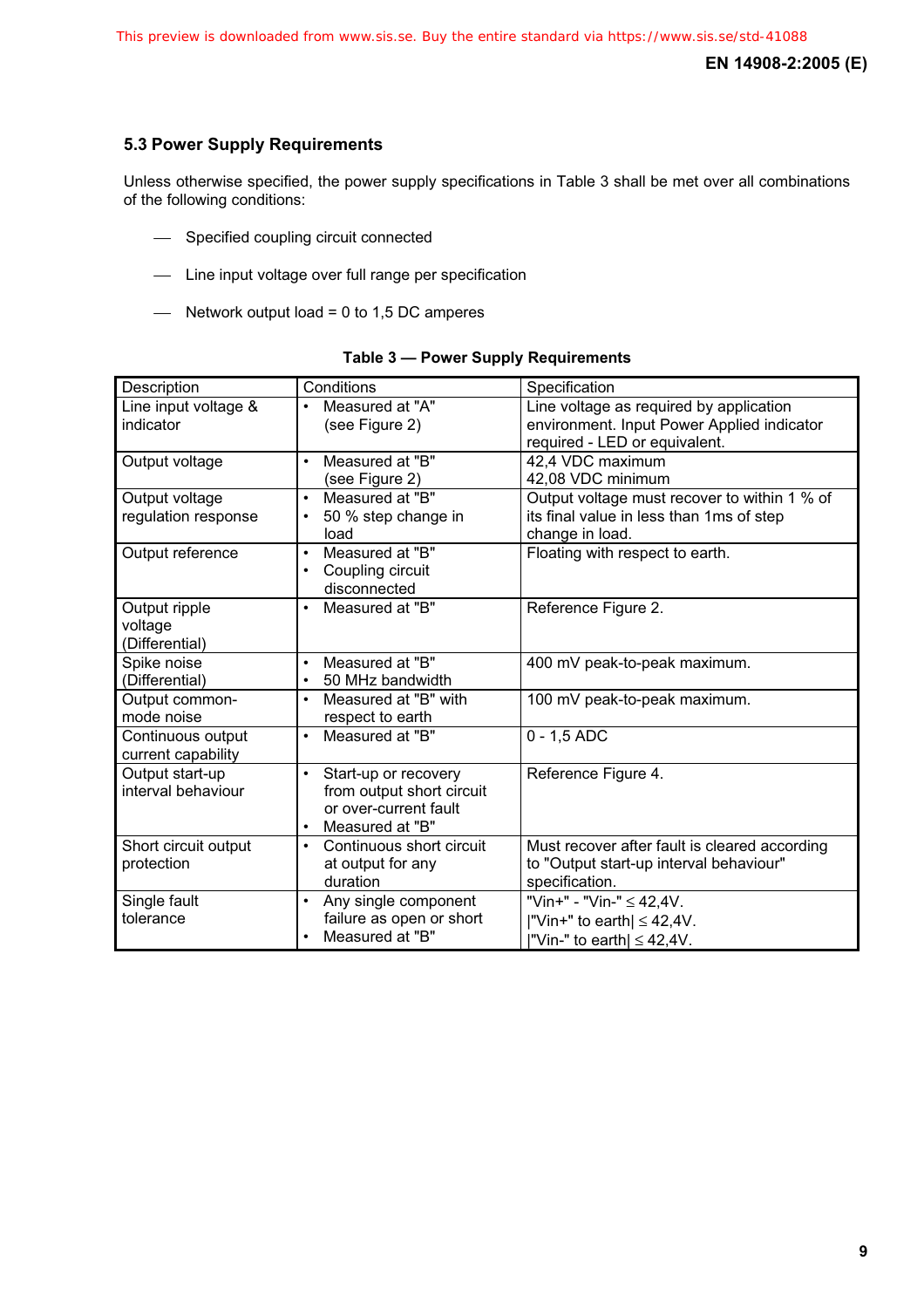### 5.3 Power Supply Requirements

Unless otherwise specified, the power supply specifications in Table 3 shall be met over all combinations of the following conditions:

— Specified coupling circuit connected

— Line input voltage over full range per specification

— Network output load = 0 to 1,5 DC amperes

**Table 3 — Power Supply Requirements**

| Description | Conditions | Specification |
|---|---|---|
| Line input voltage & indicator | • Measured at "A" (see Figure 2) | Line voltage as required by application environment. Input Power Applied indicator required - LED or equivalent. |
| Output voltage | • Measured at "B" (see Figure 2) | 42,4 VDC maximum<br>42,08 VDC minimum |
| Output voltage regulation response | • Measured at "B"<br>• 50 % step change in load | Output voltage must recover to within 1 % of its final value in less than 1ms of step change in load. |
| Output reference | • Measured at "B"<br>• Coupling circuit disconnected | Floating with respect to earth. |
| Output ripple voltage (Differential) | • Measured at "B" | Reference Figure 2. |
| Spike noise (Differential) | • Measured at "B"<br>• 50 MHz bandwidth | 400 mV peak-to-peak maximum. |
| Output common-mode noise | • Measured at "B" with respect to earth | 100 mV peak-to-peak maximum. |
| Continuous output current capability | • Measured at "B" | 0 - 1,5 ADC |
| Output start-up interval behaviour | • Start-up or recovery from output short circuit or over-current fault<br>• Measured at "B" | Reference Figure 4. |
| Short circuit output protection | • Continuous short circuit at output for any duration | Must recover after fault is cleared according to "Output start-up interval behaviour" specification. |
| Single fault tolerance | • Any single component failure as open or short<br>• Measured at "B" | "Vin+" - "Vin-" ≤ 42,4V.<br>\|"Vin+" to earth\| ≤ 42,4V.<br>\|"Vin-" to earth\| ≤ 42,4V. |